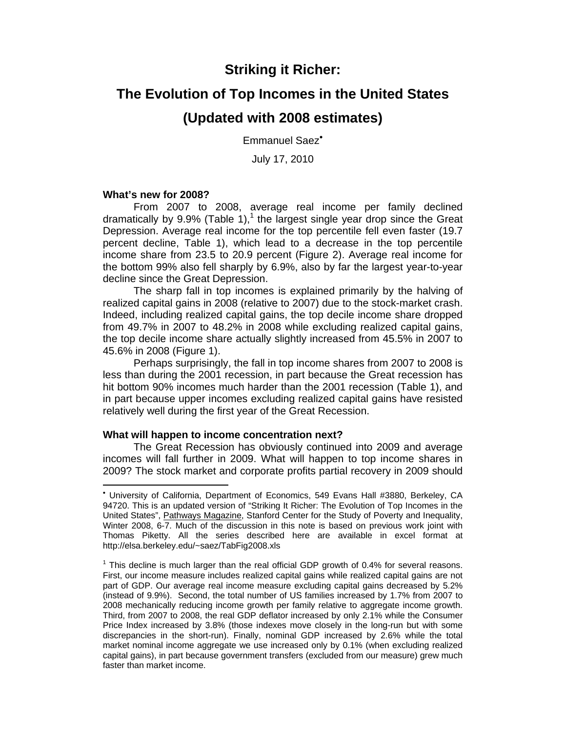# Striking it Richer:

# The Evolution of Top Incomes in the United States

# (Updated with 2008 estimates)

Emmanuel Saez[•]

July 17, 2010

**What's new for 2008?**

From 2007 to 2008, average real income per family declined dramatically by 9.9% (Table 1),[1] the largest single year drop since the Great Depression. Average real income for the top percentile fell even faster (19.7 percent decline, Table 1), which lead to a decrease in the top percentile income share from 23.5 to 20.9 percent (Figure 2). Average real income for the bottom 99% also fell sharply by 6.9%, also by far the largest year-to-year decline since the Great Depression.

The sharp fall in top incomes is explained primarily by the halving of realized capital gains in 2008 (relative to 2007) due to the stock-market crash. Indeed, including realized capital gains, the top decile income share dropped from 49.7% in 2007 to 48.2% in 2008 while excluding realized capital gains, the top decile income share actually slightly increased from 45.5% in 2007 to 45.6% in 2008 (Figure 1).

Perhaps surprisingly, the fall in top income shares from 2007 to 2008 is less than during the 2001 recession, in part because the Great recession has hit bottom 90% incomes much harder than the 2001 recession (Table 1), and in part because upper incomes excluding realized capital gains have resisted relatively well during the first year of the Great Recession.

**What will happen to income concentration next?**

The Great Recession has obviously continued into 2009 and average incomes will fall further in 2009. What will happen to top income shares in 2009? The stock market and corporate profits partial recovery in 2009 should

---

[•] University of California, Department of Economics, 549 Evans Hall #3880, Berkeley, CA 94720. This is an updated version of "Striking It Richer: The Evolution of Top Incomes in the United States", Pathways Magazine, Stanford Center for the Study of Poverty and Inequality, Winter 2008, 6-7. Much of the discussion in this note is based on previous work joint with Thomas Piketty. All the series described here are available in excel format at http://elsa.berkeley.edu/~saez/TabFig2008.xls

[1] This decline is much larger than the real official GDP growth of 0.4% for several reasons. First, our income measure includes realized capital gains while realized capital gains are not part of GDP. Our average real income measure excluding capital gains decreased by 5.2% (instead of 9.9%). Second, the total number of US families increased by 1.7% from 2007 to 2008 mechanically reducing income growth per family relative to aggregate income growth. Third, from 2007 to 2008, the real GDP deflator increased by only 2.1% while the Consumer Price Index increased by 3.8% (those indexes move closely in the long-run but with some discrepancies in the short-run). Finally, nominal GDP increased by 2.6% while the total market nominal income aggregate we use increased only by 0.1% (when excluding realized capital gains), in part because government transfers (excluded from our measure) grew much faster than market income.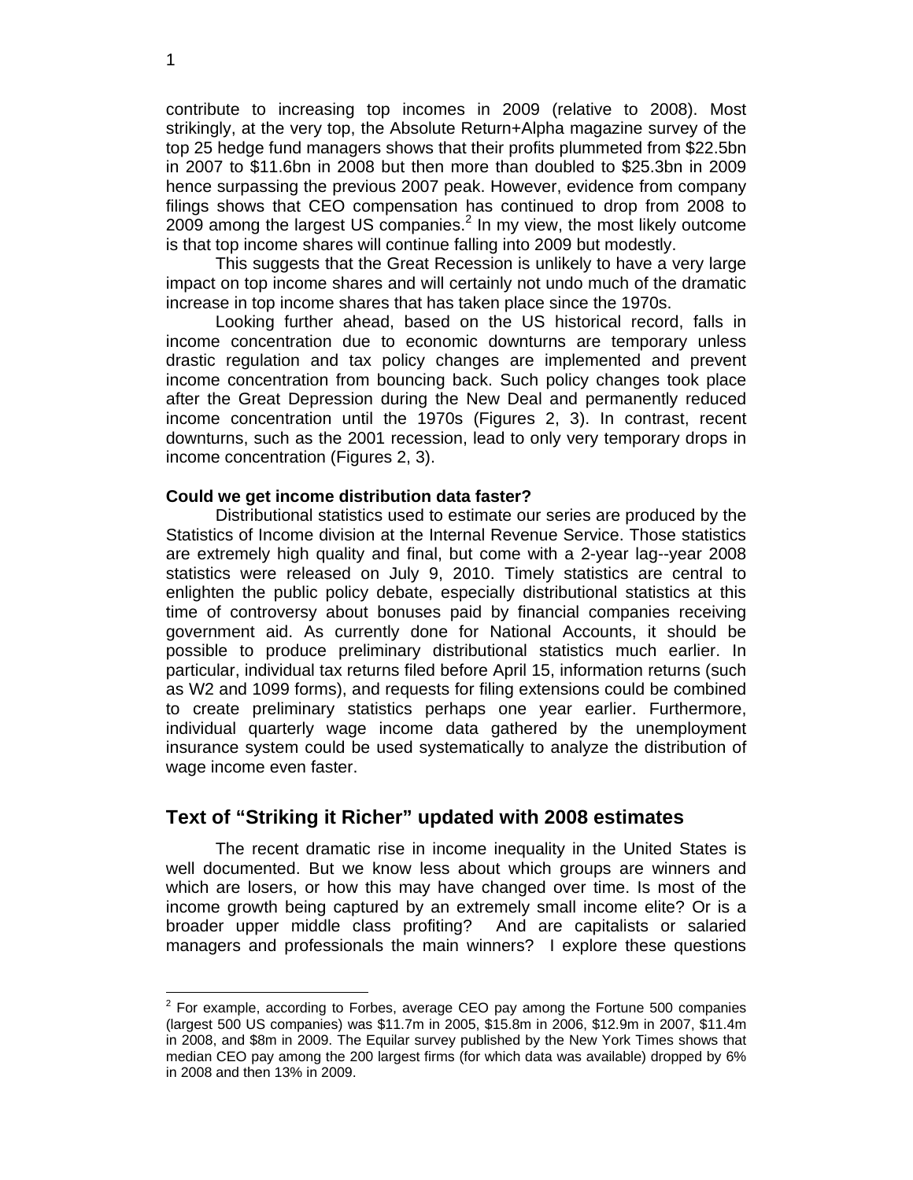contribute to increasing top incomes in 2009 (relative to 2008). Most strikingly, at the very top, the Absolute Return+Alpha magazine survey of the top 25 hedge fund managers shows that their profits plummeted from $22.5bn in 2007 to $11.6bn in 2008 but then more than doubled to $25.3bn in 2009 hence surpassing the previous 2007 peak. However, evidence from company filings shows that CEO compensation has continued to drop from 2008 to 2009 among the largest US companies.[2] In my view, the most likely outcome is that top income shares will continue falling into 2009 but modestly.

This suggests that the Great Recession is unlikely to have a very large impact on top income shares and will certainly not undo much of the dramatic increase in top income shares that has taken place since the 1970s.

Looking further ahead, based on the US historical record, falls in income concentration due to economic downturns are temporary unless drastic regulation and tax policy changes are implemented and prevent income concentration from bouncing back. Such policy changes took place after the Great Depression during the New Deal and permanently reduced income concentration until the 1970s (Figures 2, 3). In contrast, recent downturns, such as the 2001 recession, lead to only very temporary drops in income concentration (Figures 2, 3).

**Could we get income distribution data faster?**

Distributional statistics used to estimate our series are produced by the Statistics of Income division at the Internal Revenue Service. Those statistics are extremely high quality and final, but come with a 2-year lag--year 2008 statistics were released on July 9, 2010. Timely statistics are central to enlighten the public policy debate, especially distributional statistics at this time of controversy about bonuses paid by financial companies receiving government aid. As currently done for National Accounts, it should be possible to produce preliminary distributional statistics much earlier. In particular, individual tax returns filed before April 15, information returns (such as W2 and 1099 forms), and requests for filing extensions could be combined to create preliminary statistics perhaps one year earlier. Furthermore, individual quarterly wage income data gathered by the unemployment insurance system could be used systematically to analyze the distribution of wage income even faster.

## Text of "Striking it Richer" updated with 2008 estimates

The recent dramatic rise in income inequality in the United States is well documented. But we know less about which groups are winners and which are losers, or how this may have changed over time. Is most of the income growth being captured by an extremely small income elite? Or is a broader upper middle class profiting? And are capitalists or salaried managers and professionals the main winners? I explore these questions

---

[2] For example, according to Forbes, average CEO pay among the Fortune 500 companies (largest 500 US companies) was $11.7m in 2005, $15.8m in 2006, $12.9m in 2007, $11.4m in 2008, and $8m in 2009. The Equilar survey published by the New York Times shows that median CEO pay among the 200 largest firms (for which data was available) dropped by 6% in 2008 and then 13% in 2009.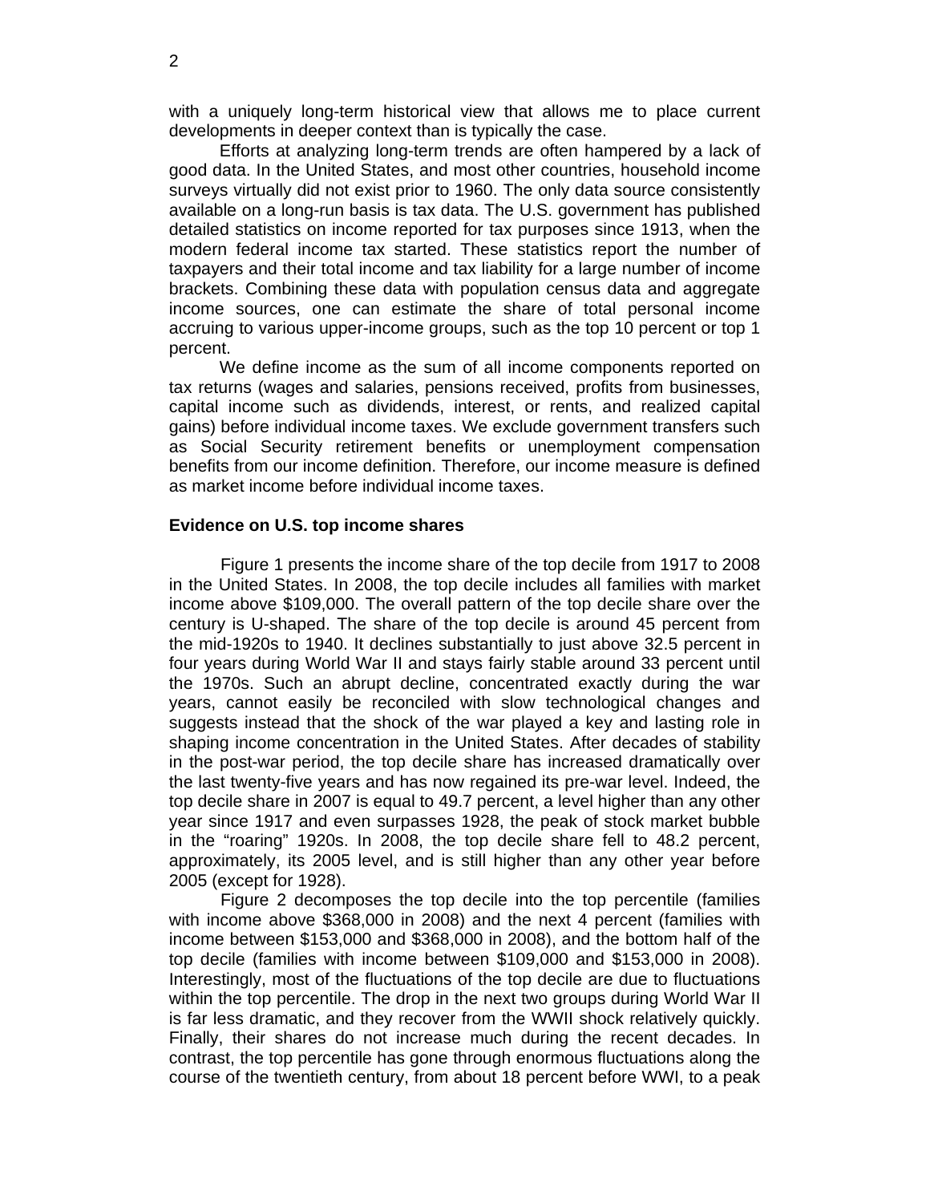with a uniquely long-term historical view that allows me to place current developments in deeper context than is typically the case.

Efforts at analyzing long-term trends are often hampered by a lack of good data. In the United States, and most other countries, household income surveys virtually did not exist prior to 1960. The only data source consistently available on a long-run basis is tax data. The U.S. government has published detailed statistics on income reported for tax purposes since 1913, when the modern federal income tax started. These statistics report the number of taxpayers and their total income and tax liability for a large number of income brackets. Combining these data with population census data and aggregate income sources, one can estimate the share of total personal income accruing to various upper-income groups, such as the top 10 percent or top 1 percent.

We define income as the sum of all income components reported on tax returns (wages and salaries, pensions received, profits from businesses, capital income such as dividends, interest, or rents, and realized capital gains) before individual income taxes. We exclude government transfers such as Social Security retirement benefits or unemployment compensation benefits from our income definition. Therefore, our income measure is defined as market income before individual income taxes.

**Evidence on U.S. top income shares**

Figure 1 presents the income share of the top decile from 1917 to 2008 in the United States. In 2008, the top decile includes all families with market income above $109,000. The overall pattern of the top decile share over the century is U-shaped. The share of the top decile is around 45 percent from the mid-1920s to 1940. It declines substantially to just above 32.5 percent in four years during World War II and stays fairly stable around 33 percent until the 1970s. Such an abrupt decline, concentrated exactly during the war years, cannot easily be reconciled with slow technological changes and suggests instead that the shock of the war played a key and lasting role in shaping income concentration in the United States. After decades of stability in the post-war period, the top decile share has increased dramatically over the last twenty-five years and has now regained its pre-war level. Indeed, the top decile share in 2007 is equal to 49.7 percent, a level higher than any other year since 1917 and even surpasses 1928, the peak of stock market bubble in the "roaring" 1920s. In 2008, the top decile share fell to 48.2 percent, approximately, its 2005 level, and is still higher than any other year before 2005 (except for 1928).

Figure 2 decomposes the top decile into the top percentile (families with income above $368,000 in 2008) and the next 4 percent (families with income between $153,000 and $368,000 in 2008), and the bottom half of the top decile (families with income between $109,000 and $153,000 in 2008). Interestingly, most of the fluctuations of the top decile are due to fluctuations within the top percentile. The drop in the next two groups during World War II is far less dramatic, and they recover from the WWII shock relatively quickly. Finally, their shares do not increase much during the recent decades. In contrast, the top percentile has gone through enormous fluctuations along the course of the twentieth century, from about 18 percent before WWI, to a peak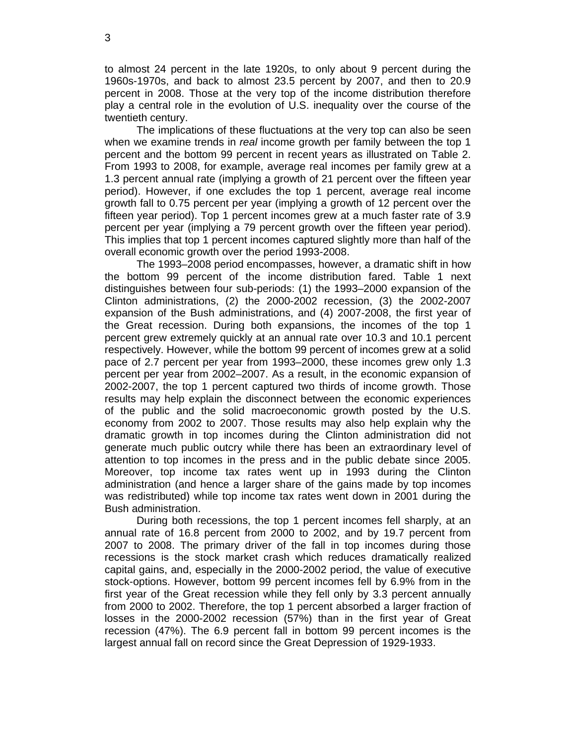to almost 24 percent in the late 1920s, to only about 9 percent during the 1960s-1970s, and back to almost 23.5 percent by 2007, and then to 20.9 percent in 2008. Those at the very top of the income distribution therefore play a central role in the evolution of U.S. inequality over the course of the twentieth century.

The implications of these fluctuations at the very top can also be seen when we examine trends in *real* income growth per family between the top 1 percent and the bottom 99 percent in recent years as illustrated on Table 2. From 1993 to 2008, for example, average real incomes per family grew at a 1.3 percent annual rate (implying a growth of 21 percent over the fifteen year period). However, if one excludes the top 1 percent, average real income growth fall to 0.75 percent per year (implying a growth of 12 percent over the fifteen year period). Top 1 percent incomes grew at a much faster rate of 3.9 percent per year (implying a 79 percent growth over the fifteen year period). This implies that top 1 percent incomes captured slightly more than half of the overall economic growth over the period 1993-2008.

The 1993–2008 period encompasses, however, a dramatic shift in how the bottom 99 percent of the income distribution fared. Table 1 next distinguishes between four sub-periods: (1) the 1993–2000 expansion of the Clinton administrations, (2) the 2000-2002 recession, (3) the 2002-2007 expansion of the Bush administrations, and (4) 2007-2008, the first year of the Great recession. During both expansions, the incomes of the top 1 percent grew extremely quickly at an annual rate over 10.3 and 10.1 percent respectively. However, while the bottom 99 percent of incomes grew at a solid pace of 2.7 percent per year from 1993–2000, these incomes grew only 1.3 percent per year from 2002–2007. As a result, in the economic expansion of 2002-2007, the top 1 percent captured two thirds of income growth. Those results may help explain the disconnect between the economic experiences of the public and the solid macroeconomic growth posted by the U.S. economy from 2002 to 2007. Those results may also help explain why the dramatic growth in top incomes during the Clinton administration did not generate much public outcry while there has been an extraordinary level of attention to top incomes in the press and in the public debate since 2005. Moreover, top income tax rates went up in 1993 during the Clinton administration (and hence a larger share of the gains made by top incomes was redistributed) while top income tax rates went down in 2001 during the Bush administration.

During both recessions, the top 1 percent incomes fell sharply, at an annual rate of 16.8 percent from 2000 to 2002, and by 19.7 percent from 2007 to 2008. The primary driver of the fall in top incomes during those recessions is the stock market crash which reduces dramatically realized capital gains, and, especially in the 2000-2002 period, the value of executive stock-options. However, bottom 99 percent incomes fell by 6.9% from in the first year of the Great recession while they fell only by 3.3 percent annually from 2000 to 2002. Therefore, the top 1 percent absorbed a larger fraction of losses in the 2000-2002 recession (57%) than in the first year of Great recession (47%). The 6.9 percent fall in bottom 99 percent incomes is the largest annual fall on record since the Great Depression of 1929-1933.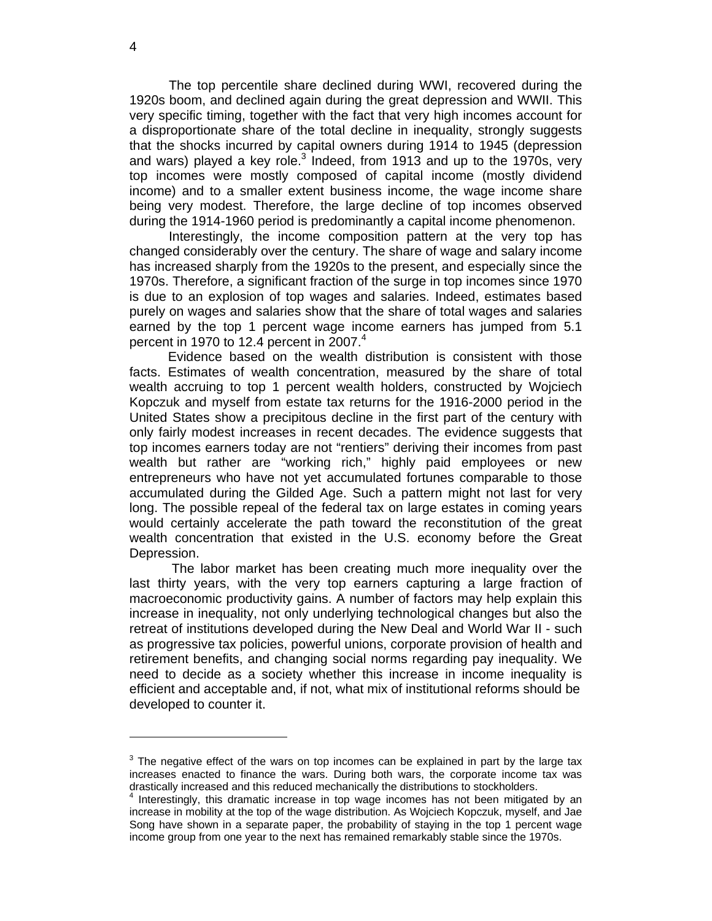The top percentile share declined during WWI, recovered during the 1920s boom, and declined again during the great depression and WWII. This very specific timing, together with the fact that very high incomes account for a disproportionate share of the total decline in inequality, strongly suggests that the shocks incurred by capital owners during 1914 to 1945 (depression and wars) played a key role.[3] Indeed, from 1913 and up to the 1970s, very top incomes were mostly composed of capital income (mostly dividend income) and to a smaller extent business income, the wage income share being very modest. Therefore, the large decline of top incomes observed during the 1914-1960 period is predominantly a capital income phenomenon.

Interestingly, the income composition pattern at the very top has changed considerably over the century. The share of wage and salary income has increased sharply from the 1920s to the present, and especially since the 1970s. Therefore, a significant fraction of the surge in top incomes since 1970 is due to an explosion of top wages and salaries. Indeed, estimates based purely on wages and salaries show that the share of total wages and salaries earned by the top 1 percent wage income earners has jumped from 5.1 percent in 1970 to 12.4 percent in 2007.[4]

Evidence based on the wealth distribution is consistent with those facts. Estimates of wealth concentration, measured by the share of total wealth accruing to top 1 percent wealth holders, constructed by Wojciech Kopczuk and myself from estate tax returns for the 1916-2000 period in the United States show a precipitous decline in the first part of the century with only fairly modest increases in recent decades. The evidence suggests that top incomes earners today are not "rentiers" deriving their incomes from past wealth but rather are "working rich," highly paid employees or new entrepreneurs who have not yet accumulated fortunes comparable to those accumulated during the Gilded Age. Such a pattern might not last for very long. The possible repeal of the federal tax on large estates in coming years would certainly accelerate the path toward the reconstitution of the great wealth concentration that existed in the U.S. economy before the Great Depression.

The labor market has been creating much more inequality over the last thirty years, with the very top earners capturing a large fraction of macroeconomic productivity gains. A number of factors may help explain this increase in inequality, not only underlying technological changes but also the retreat of institutions developed during the New Deal and World War II - such as progressive tax policies, powerful unions, corporate provision of health and retirement benefits, and changing social norms regarding pay inequality. We need to decide as a society whether this increase in income inequality is efficient and acceptable and, if not, what mix of institutional reforms should be developed to counter it.

---

[3] The negative effect of the wars on top incomes can be explained in part by the large tax increases enacted to finance the wars. During both wars, the corporate income tax was drastically increased and this reduced mechanically the distributions to stockholders.

[4] Interestingly, this dramatic increase in top wage incomes has not been mitigated by an increase in mobility at the top of the wage distribution. As Wojciech Kopczuk, myself, and Jae Song have shown in a separate paper, the probability of staying in the top 1 percent wage income group from one year to the next has remained remarkably stable since the 1970s.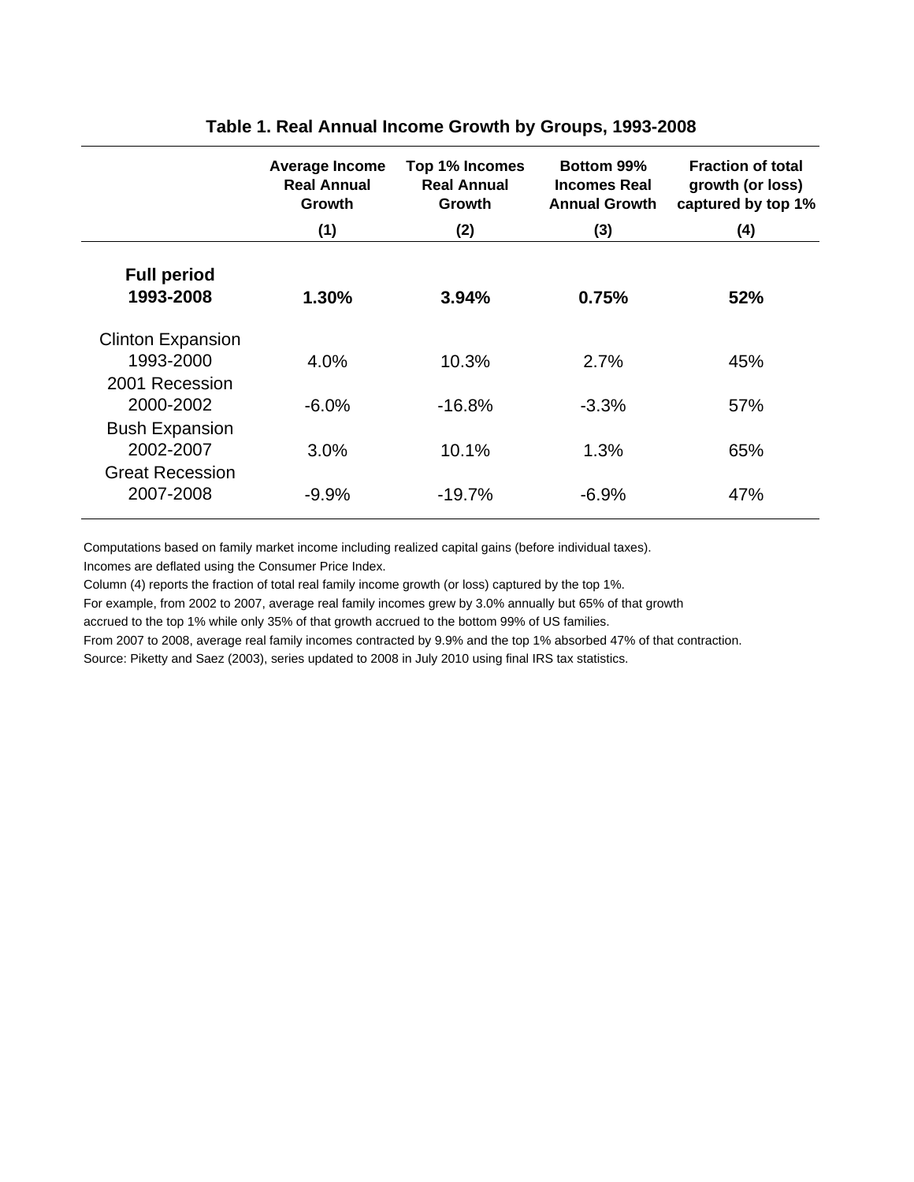**Table 1. Real Annual Income Growth by Groups, 1993-2008**

| | Average Income Real Annual Growth | Top 1% Incomes Real Annual Growth | Bottom 99% Incomes Real Annual Growth | Fraction of total growth (or loss) captured by top 1% |
|---|---|---|---|---|
| | (1) | (2) | (3) | (4) |
| **Full period 1993-2008** | **1.30%** | **3.94%** | **0.75%** | **52%** |
| Clinton Expansion 1993-2000 | 4.0% | 10.3% | 2.7% | 45% |
| 2001 Recession 2000-2002 | -6.0% | -16.8% | -3.3% | 57% |
| Bush Expansion 2002-2007 | 3.0% | 10.1% | 1.3% | 65% |
| Great Recession 2007-2008 | -9.9% | -19.7% | -6.9% | 47% |

Computations based on family market income including realized capital gains (before individual taxes).
Incomes are deflated using the Consumer Price Index.
Column (4) reports the fraction of total real family income growth (or loss) captured by the top 1%.
For example, from 2002 to 2007, average real family incomes grew by 3.0% annually but 65% of that growth accrued to the top 1% while only 35% of that growth accrued to the bottom 99% of US families.
From 2007 to 2008, average real family incomes contracted by 9.9% and the top 1% absorbed 47% of that contraction.
Source: Piketty and Saez (2003), series updated to 2008 in July 2010 using final IRS tax statistics.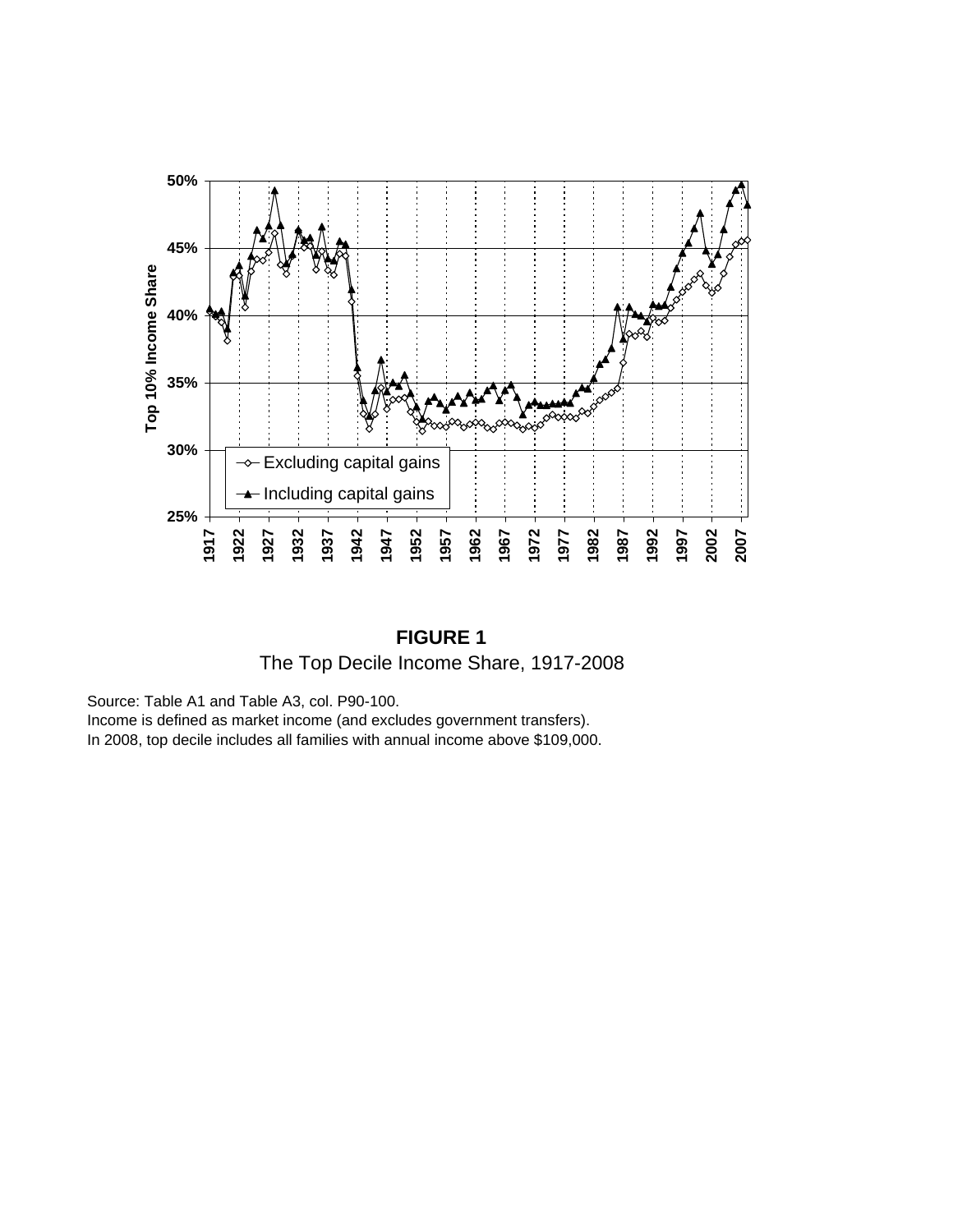**FIGURE 1**

The Top Decile Income Share, 1917-2008

Source: Table A1 and Table A3, col. P90-100.
Income is defined as market income (and excludes government transfers).
In 2008, top decile includes all families with annual income above $109,000.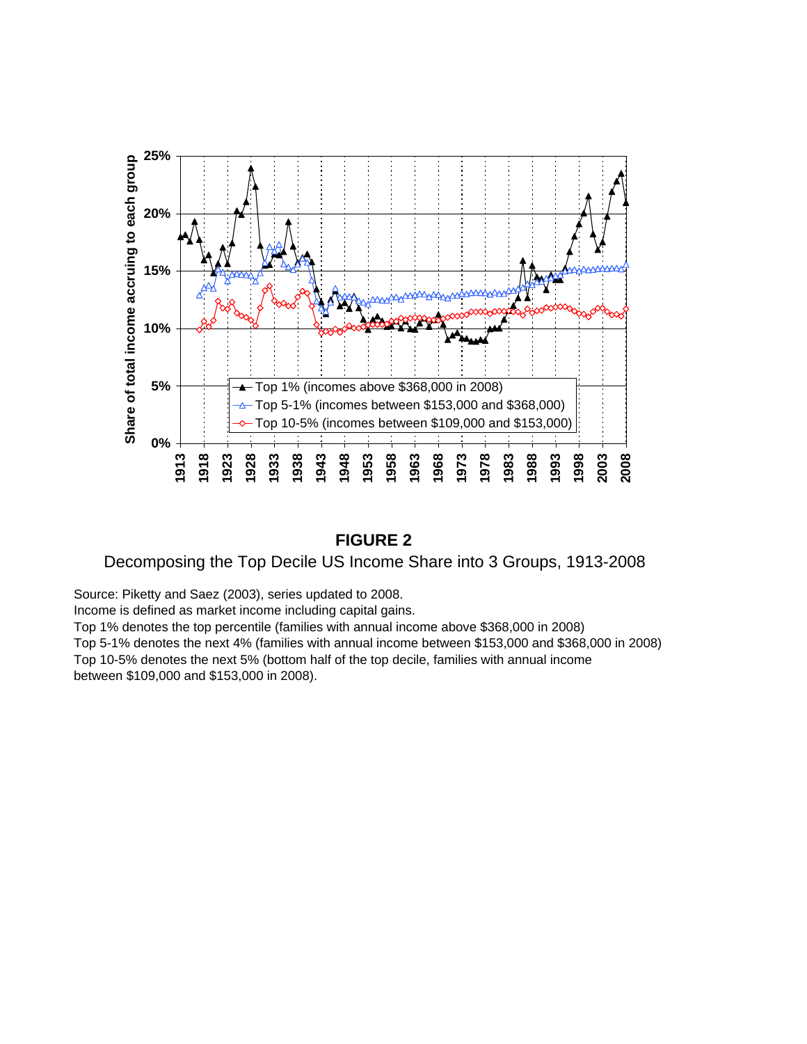**FIGURE 2**

Decomposing the Top Decile US Income Share into 3 Groups, 1913-2008

Source: Piketty and Saez (2003), series updated to 2008.
Income is defined as market income including capital gains.
Top 1% denotes the top percentile (families with annual income above $368,000 in 2008)
Top 5-1% denotes the next 4% (families with annual income between $153,000 and $368,000 in 2008)
Top 10-5% denotes the next 5% (bottom half of the top decile, families with annual income between $109,000 and $153,000 in 2008).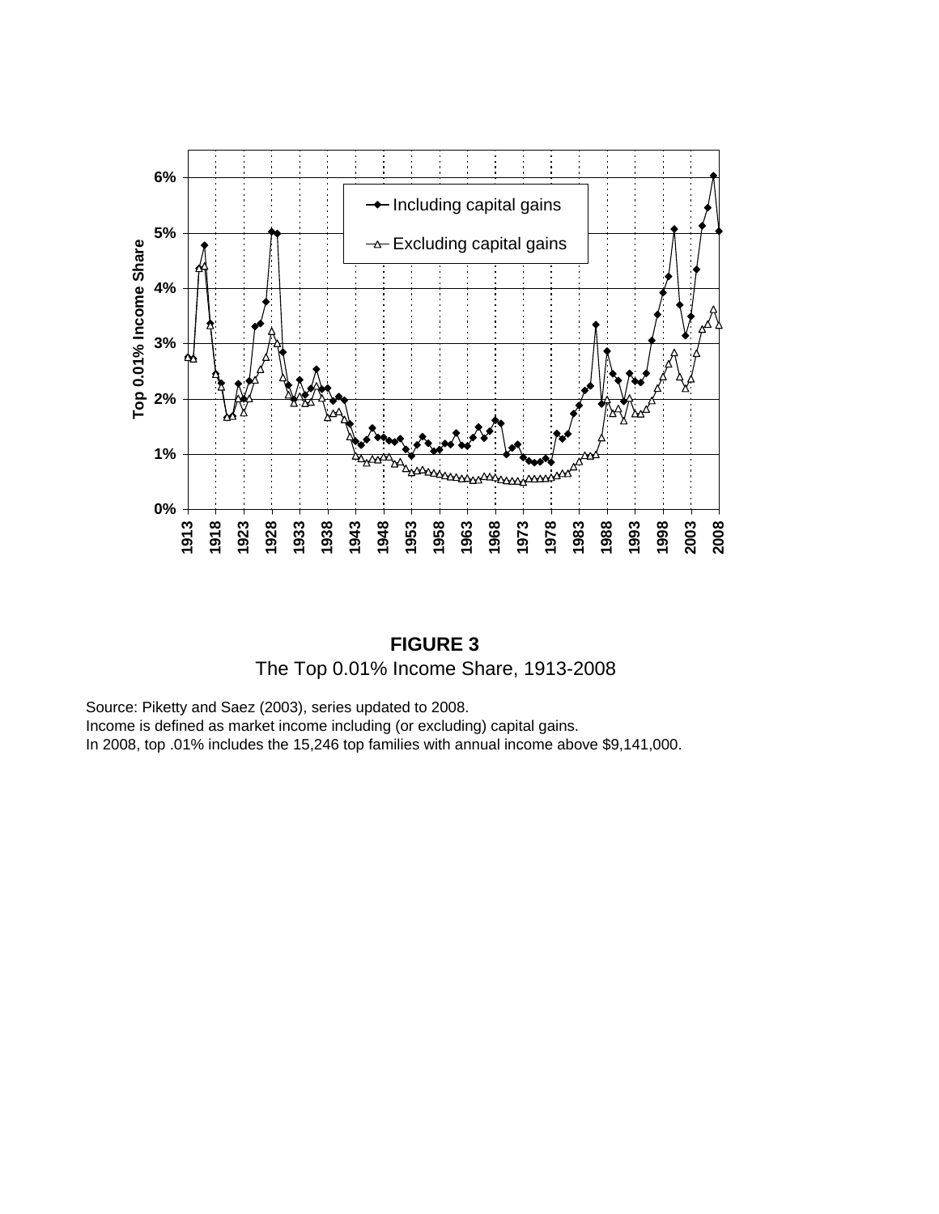6%

5%

4%

3%

2%

1%

0%

Top 0.01% Income Share

Including capital gains

Excluding capital gains

1913 1918 1923 1928 1933 1938 1943 1948 1953 1958 1963 1968 1973 1978 1983 1988 1993 1998 2003 2008

**FIGURE 3**

The Top 0.01% Income Share, 1913-2008

Source: Piketty and Saez (2003), series updated to 2008.
Income is defined as market income including (or excluding) capital gains.
In 2008, top .01% includes the 15,246 top families with annual income above $9,141,000.